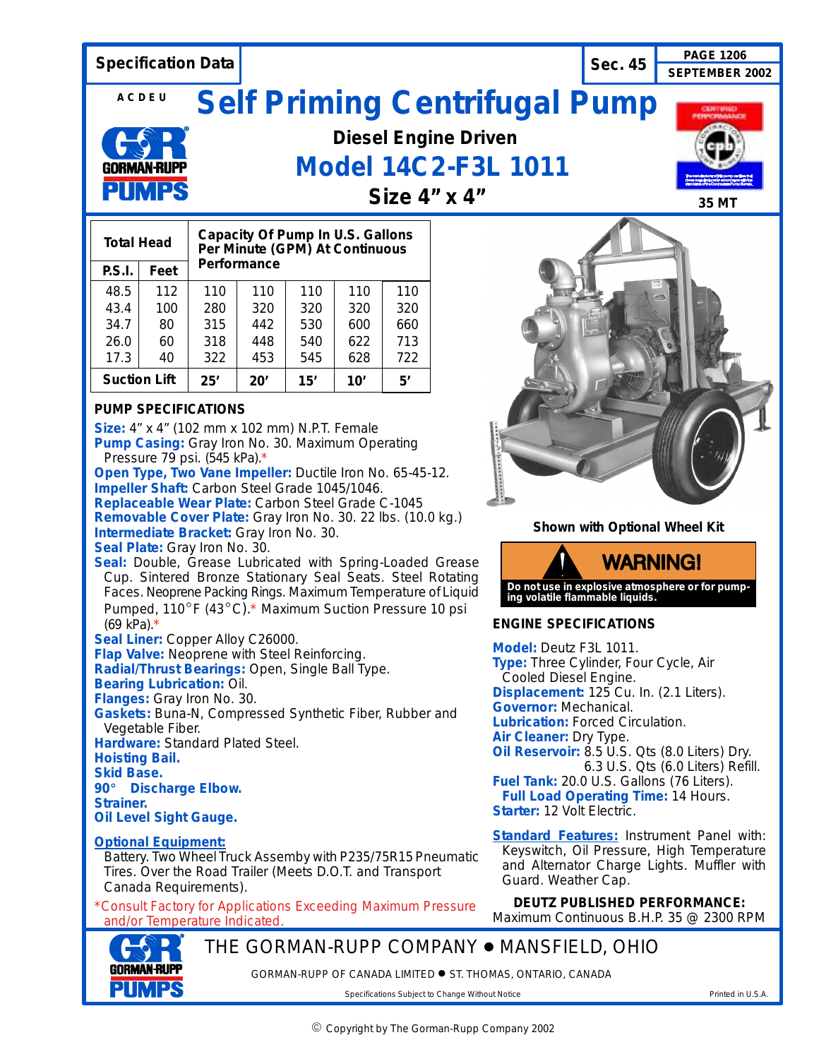Specification Data | Sec. 45 | PAGE 1206 | SEPTEMBER 2002

A C D E U

# Self Priming Centrifugal Pump

## Diesel Engine Driven

## Model 14C2-F3L 1011

## Size 4" x 4"

35 MT

| Total Head | | Capacity Of Pump In U.S. Gallons Per Minute (GPM) At Continuous Performance | | | | |
|---|---|---|---|---|---|---|
| P.S.I. | Feet | | | | | |
| 48.5 | 112 | 110 | 110 | 110 | 110 | 110 |
| 43.4 | 100 | 280 | 320 | 320 | 320 | 320 |
| 34.7 | 80 | 315 | 442 | 530 | 600 | 660 |
| 26.0 | 60 | 318 | 448 | 540 | 622 | 713 |
| 17.3 | 40 | 322 | 453 | 545 | 628 | 722 |
| Suction Lift | | 25' | 20' | 15' | 10' | 5' |

### PUMP SPECIFICATIONS

**Size:** 4" x 4" (102 mm x 102 mm) N.P.T. Female
**Pump Casing:** Gray Iron No. 30. Maximum Operating Pressure 79 psi. (545 kPa).*
**Open Type, Two Vane Impeller:** Ductile Iron No. 65-45-12.
**Impeller Shaft:** Carbon Steel Grade 1045/1046.
**Replaceable Wear Plate:** Carbon Steel Grade C-1045
**Removable Cover Plate:** Gray Iron No. 30. 22 lbs. (10.0 kg.)
**Intermediate Bracket:** Gray Iron No. 30.
**Seal Plate:** Gray Iron No. 30.
**Seal:** Double, Grease Lubricated with Spring-Loaded Grease Cup. Sintered Bronze Stationary Seal Seats. Steel Rotating Faces. Neoprene Packing Rings. Maximum Temperature of Liquid Pumped, 110°F (43°C).* Maximum Suction Pressure 10 psi (69 kPa).*
**Seal Liner:** Copper Alloy C26000.
**Flap Valve:** Neoprene with Steel Reinforcing.
**Radial/Thrust Bearings:** Open, Single Ball Type.
**Bearing Lubrication:** Oil.
**Flanges:** Gray Iron No. 30.
**Gaskets:** Buna-N, Compressed Synthetic Fiber, Rubber and Vegetable Fiber.
**Hardware:** Standard Plated Steel.
**Hoisting Bail.**
**Skid Base.**
**90° Discharge Elbow.**
**Strainer.**
**Oil Level Sight Gauge.**

**Optional Equipment:**
Battery. Two Wheel Truck Assemby with P235/75R15 Pneumatic Tires. Over the Road Trailer (Meets D.O.T. and Transport Canada Requirements).

*Consult Factory for Applications Exceeding Maximum Pressure and/or Temperature Indicated.

**Shown with Optional Wheel Kit**

**WARNING!**
**Do not use in explosive atmosphere or for pumping volatile flammable liquids.**

### ENGINE SPECIFICATIONS

**Model:** Deutz F3L 1011.
**Type:** Three Cylinder, Four Cycle, Air Cooled Diesel Engine.
**Displacement:** 125 Cu. In. (2.1 Liters).
**Governor:** Mechanical.
**Lubrication:** Forced Circulation.
**Air Cleaner:** Dry Type.
**Oil Reservoir:** 8.5 U.S. Qts (8.0 Liters) Dry. 6.3 U.S. Qts (6.0 Liters) Refill.
**Fuel Tank:** 20.0 U.S. Gallons (76 Liters).
**Full Load Operating Time:** 14 Hours.
**Starter:** 12 Volt Electric.

**Standard Features:** Instrument Panel with: Keyswitch, Oil Pressure, High Temperature and Alternator Charge Lights. Muffler with Guard. Weather Cap.

**DEUTZ PUBLISHED PERFORMANCE:**
Maximum Continuous B.H.P. 35 @ 2300 RPM

THE GORMAN-RUPP COMPANY ● MANSFIELD, OHIO

GORMAN-RUPP OF CANADA LIMITED ● ST. THOMAS, ONTARIO, CANADA

Specifications Subject to Change Without Notice

Printed in U.S.A.

© Copyright by The Gorman-Rupp Company 2002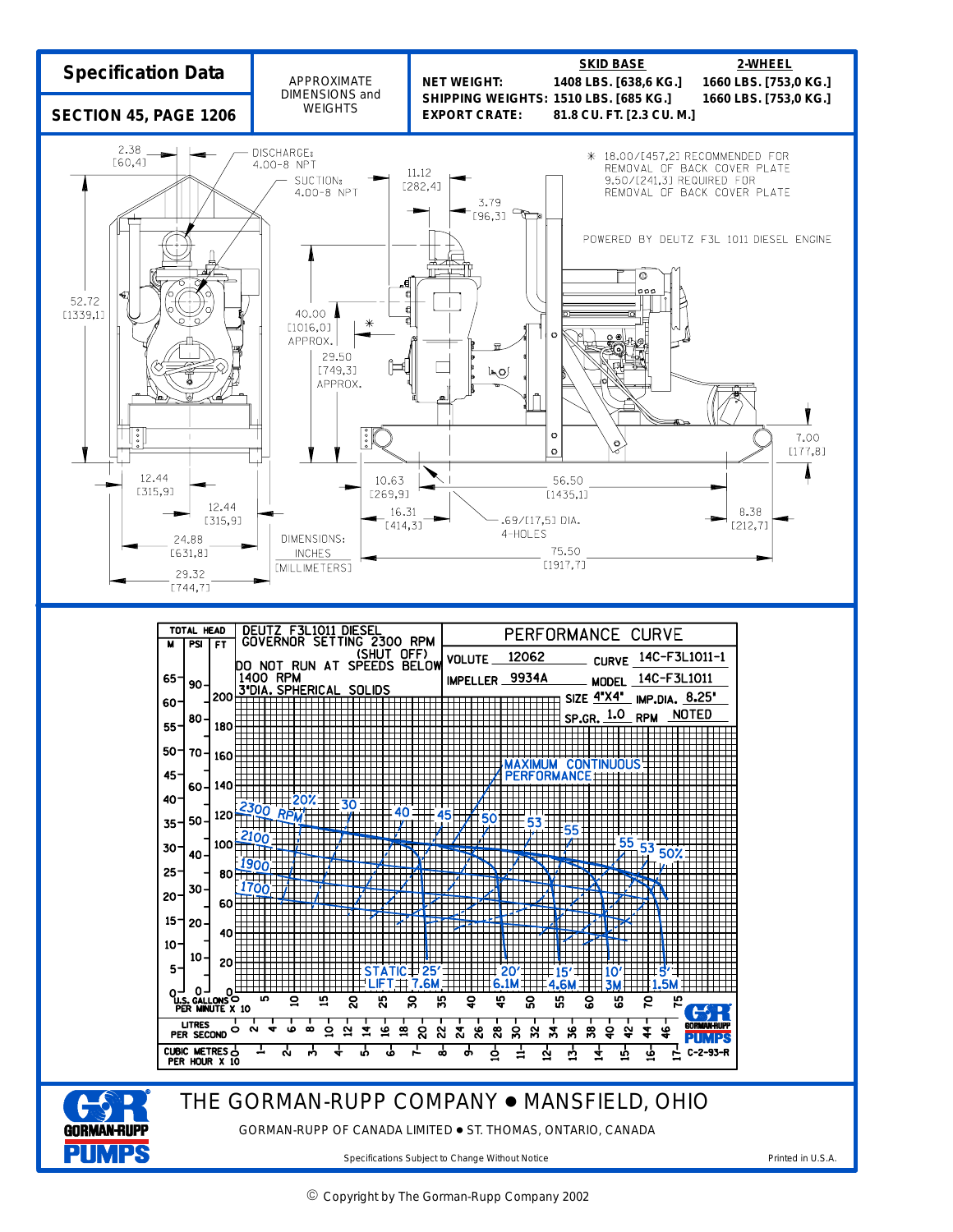# Specification Data

## SECTION 45, PAGE 1206

APPROXIMATE DIMENSIONS and WEIGHTS

| | SKID BASE | 2-WHEEL |
|---|---|---|
| NET WEIGHT: | 1408 LBS. [638,6 KG.] | 1660 LBS. [753,0 KG.] |
| SHIPPING WEIGHTS: | 1510 LBS. [685 KG.] | 1660 LBS. [753,0 KG.] |
| EXPORT CRATE: | 81.8 CU. FT. [2.3 CU. M.] | |

2.38 [60,4]
DISCHARGE: 4.00-8 NPT
SUCTION: 4.00-8 NPT
11.12 [282,4]
3.79 [96,3]
52.72 [1339,1]
40.00 [1016,0] APPROX.
29.50 [749,3] APPROX.
7.00 [177,8]
12.44 [315,9]
12.44 [315,9]
24.88 [631,8]
29.32 [744,7]
10.63 [269,9]
16.31 [414,3]
56.50 [1435,1]
.69/[17,5] DIA. 4-HOLES
8.38 [212,7]
75.50 [1917,7]

DIMENSIONS: INCHES [MILLIMETERS]

* 18.00/[457,2] RECOMMENDED FOR REMOVAL OF BACK COVER PLATE
9.50/[241,3] REQUIRED FOR REMOVAL OF BACK COVER PLATE

POWERED BY DEUTZ F3L 1011 DIESEL ENGINE

PERFORMANCE CURVE

DEUTZ F3L1011 DIESEL
GOVERNOR SETTING 2300 RPM (SHUT OFF)
DO NOT RUN AT SPEEDS BELOW 1400 RPM
3"DIA. SPHERICAL SOLIDS

VOLUTE 12062
CURVE 14C-F3L1011-1
IMPELLER 9934A
MODEL 14C-F3L1011
SIZE 4"X4"
IMP.DIA. 8.25"
SP.GR. 1.0
RPM NOTED

TOTAL HEAD: M / PSI / FT

MAXIMUM CONTINUOUS PERFORMANCE

2300 RPM, 2100, 1900, 1700

20%, 30, 40, 45, 50, 53, 55, 55, 53, 50%

STATIC LIFT 25' 7.6M, 20' 6.1M, 15' 4.6M, 10' 3M, 5' 1.5M

U.S. GALLONS PER MINUTE X 10

LITRES PER SECOND

CUBIC METRES PER HOUR X 10

C-2-93-R

THE GORMAN-RUPP COMPANY ● MANSFIELD, OHIO

GORMAN-RUPP OF CANADA LIMITED ● ST. THOMAS, ONTARIO, CANADA

Specifications Subject to Change Without Notice

Printed in U.S.A.

© Copyright by The Gorman-Rupp Company 2002